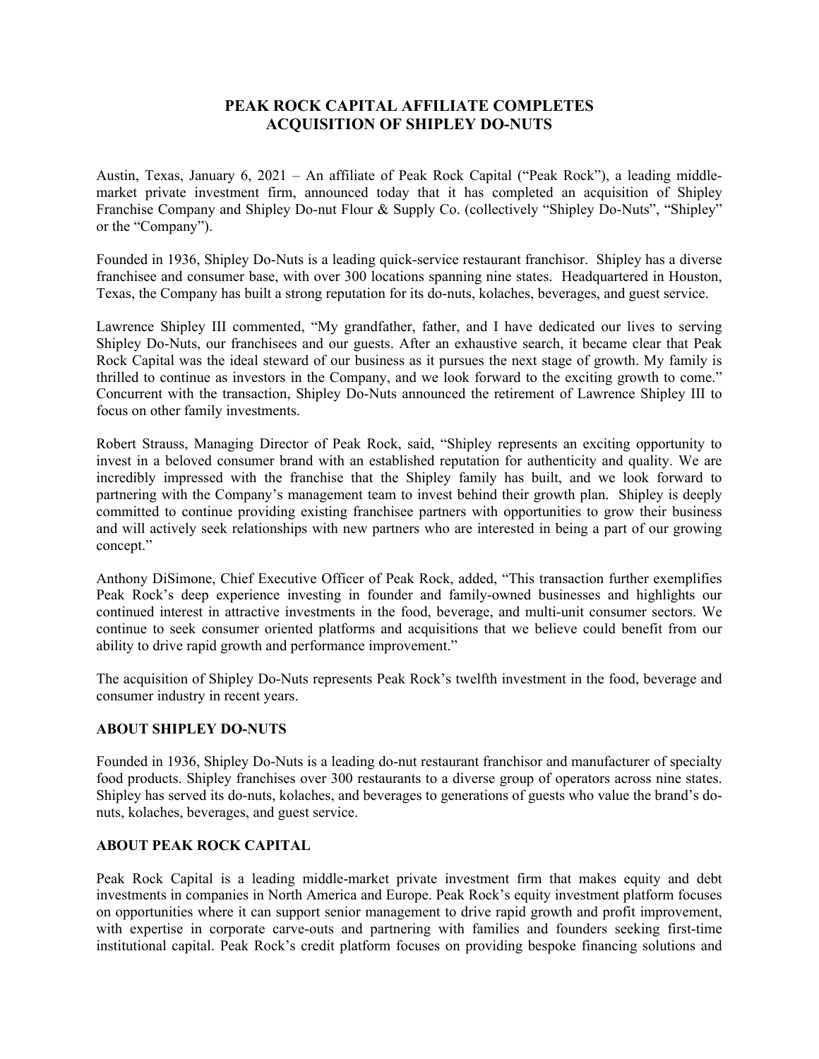# PEAK ROCK CAPITAL AFFILIATE COMPLETES ACQUISITION OF SHIPLEY DO-NUTS

Austin, Texas, January 6, 2021 – An affiliate of Peak Rock Capital ("Peak Rock"), a leading middle-market private investment firm, announced today that it has completed an acquisition of Shipley Franchise Company and Shipley Do-nut Flour & Supply Co. (collectively "Shipley Do-Nuts", "Shipley" or the "Company").

Founded in 1936, Shipley Do-Nuts is a leading quick-service restaurant franchisor. Shipley has a diverse franchisee and consumer base, with over 300 locations spanning nine states. Headquartered in Houston, Texas, the Company has built a strong reputation for its do-nuts, kolaches, beverages, and guest service.

Lawrence Shipley III commented, "My grandfather, father, and I have dedicated our lives to serving Shipley Do-Nuts, our franchisees and our guests. After an exhaustive search, it became clear that Peak Rock Capital was the ideal steward of our business as it pursues the next stage of growth. My family is thrilled to continue as investors in the Company, and we look forward to the exciting growth to come." Concurrent with the transaction, Shipley Do-Nuts announced the retirement of Lawrence Shipley III to focus on other family investments.

Robert Strauss, Managing Director of Peak Rock, said, "Shipley represents an exciting opportunity to invest in a beloved consumer brand with an established reputation for authenticity and quality. We are incredibly impressed with the franchise that the Shipley family has built, and we look forward to partnering with the Company's management team to invest behind their growth plan. Shipley is deeply committed to continue providing existing franchisee partners with opportunities to grow their business and will actively seek relationships with new partners who are interested in being a part of our growing concept."

Anthony DiSimone, Chief Executive Officer of Peak Rock, added, "This transaction further exemplifies Peak Rock's deep experience investing in founder and family-owned businesses and highlights our continued interest in attractive investments in the food, beverage, and multi-unit consumer sectors. We continue to seek consumer oriented platforms and acquisitions that we believe could benefit from our ability to drive rapid growth and performance improvement."

The acquisition of Shipley Do-Nuts represents Peak Rock's twelfth investment in the food, beverage and consumer industry in recent years.

**ABOUT SHIPLEY DO-NUTS**

Founded in 1936, Shipley Do-Nuts is a leading do-nut restaurant franchisor and manufacturer of specialty food products. Shipley franchises over 300 restaurants to a diverse group of operators across nine states. Shipley has served its do-nuts, kolaches, and beverages to generations of guests who value the brand's do-nuts, kolaches, beverages, and guest service.

**ABOUT PEAK ROCK CAPITAL**

Peak Rock Capital is a leading middle-market private investment firm that makes equity and debt investments in companies in North America and Europe. Peak Rock's equity investment platform focuses on opportunities where it can support senior management to drive rapid growth and profit improvement, with expertise in corporate carve-outs and partnering with families and founders seeking first-time institutional capital. Peak Rock's credit platform focuses on providing bespoke financing solutions and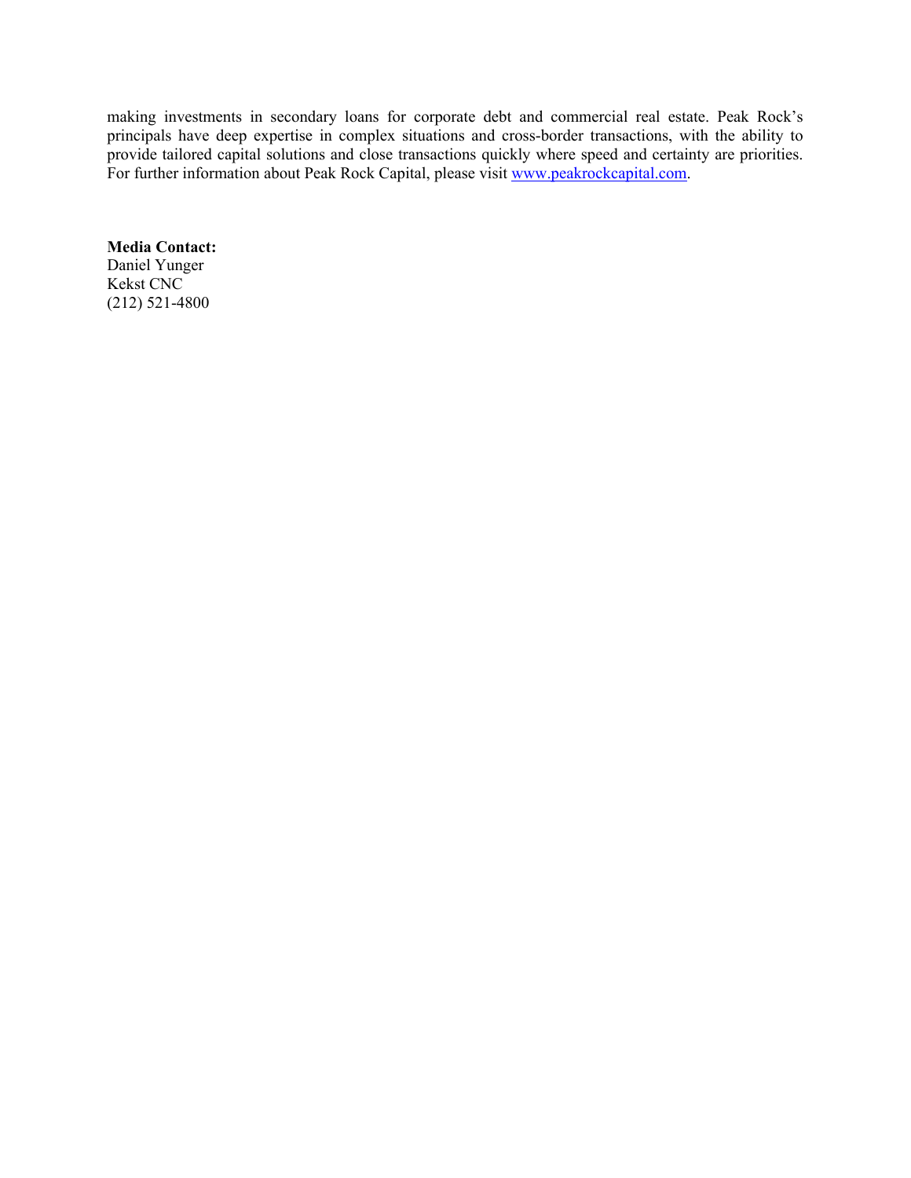making investments in secondary loans for corporate debt and commercial real estate. Peak Rock's principals have deep expertise in complex situations and cross-border transactions, with the ability to provide tailored capital solutions and close transactions quickly where speed and certainty are priorities. For further information about Peak Rock Capital, please visit [www.peakrockcapital.com](http://www.peakrockcapital.com).

**Media Contact:**
Daniel Yunger
Kekst CNC
(212) 521-4800